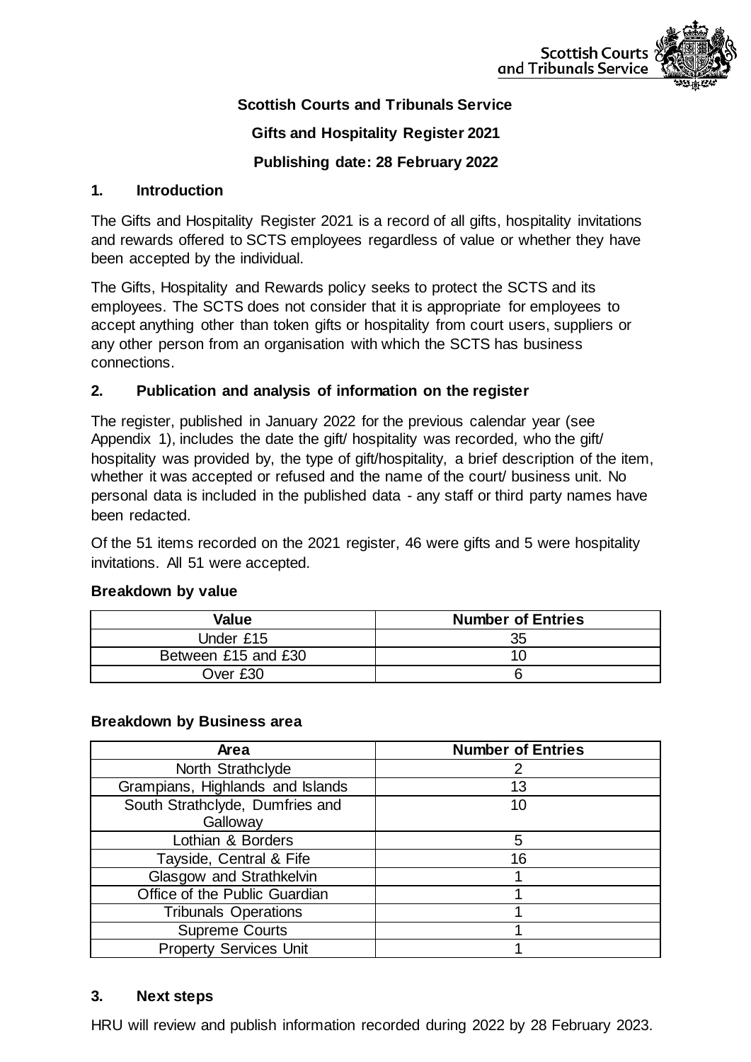**Scottish Courts and Tribunals Service**

**Gifts and Hospitality Register 2021**

**Publishing date: 28 February 2022**

## 1. Introduction

The Gifts and Hospitality Register 2021 is a record of all gifts, hospitality invitations and rewards offered to SCTS employees regardless of value or whether they have been accepted by the individual.

The Gifts, Hospitality and Rewards policy seeks to protect the SCTS and its employees. The SCTS does not consider that it is appropriate for employees to accept anything other than token gifts or hospitality from court users, suppliers or any other person from an organisation with which the SCTS has business connections.

## 2. Publication and analysis of information on the register

The register, published in January 2022 for the previous calendar year (see Appendix 1), includes the date the gift/ hospitality was recorded, who the gift/ hospitality was provided by, the type of gift/hospitality, a brief description of the item, whether it was accepted or refused and the name of the court/ business unit. No personal data is included in the published data - any staff or third party names have been redacted.

Of the 51 items recorded on the 2021 register, 46 were gifts and 5 were hospitality invitations. All 51 were accepted.

**Breakdown by value**

| Value | Number of Entries |
|---|---|
| Under £15 | 35 |
| Between £15 and £30 | 10 |
| Over £30 | 6 |

**Breakdown by Business area**

| Area | Number of Entries |
|---|---|
| North Strathclyde | 2 |
| Grampians, Highlands and Islands | 13 |
| South Strathclyde, Dumfries and Galloway | 10 |
| Lothian & Borders | 5 |
| Tayside, Central & Fife | 16 |
| Glasgow and Strathkelvin | 1 |
| Office of the Public Guardian | 1 |
| Tribunals Operations | 1 |
| Supreme Courts | 1 |
| Property Services Unit | 1 |

## 3. Next steps

HRU will review and publish information recorded during 2022 by 28 February 2023.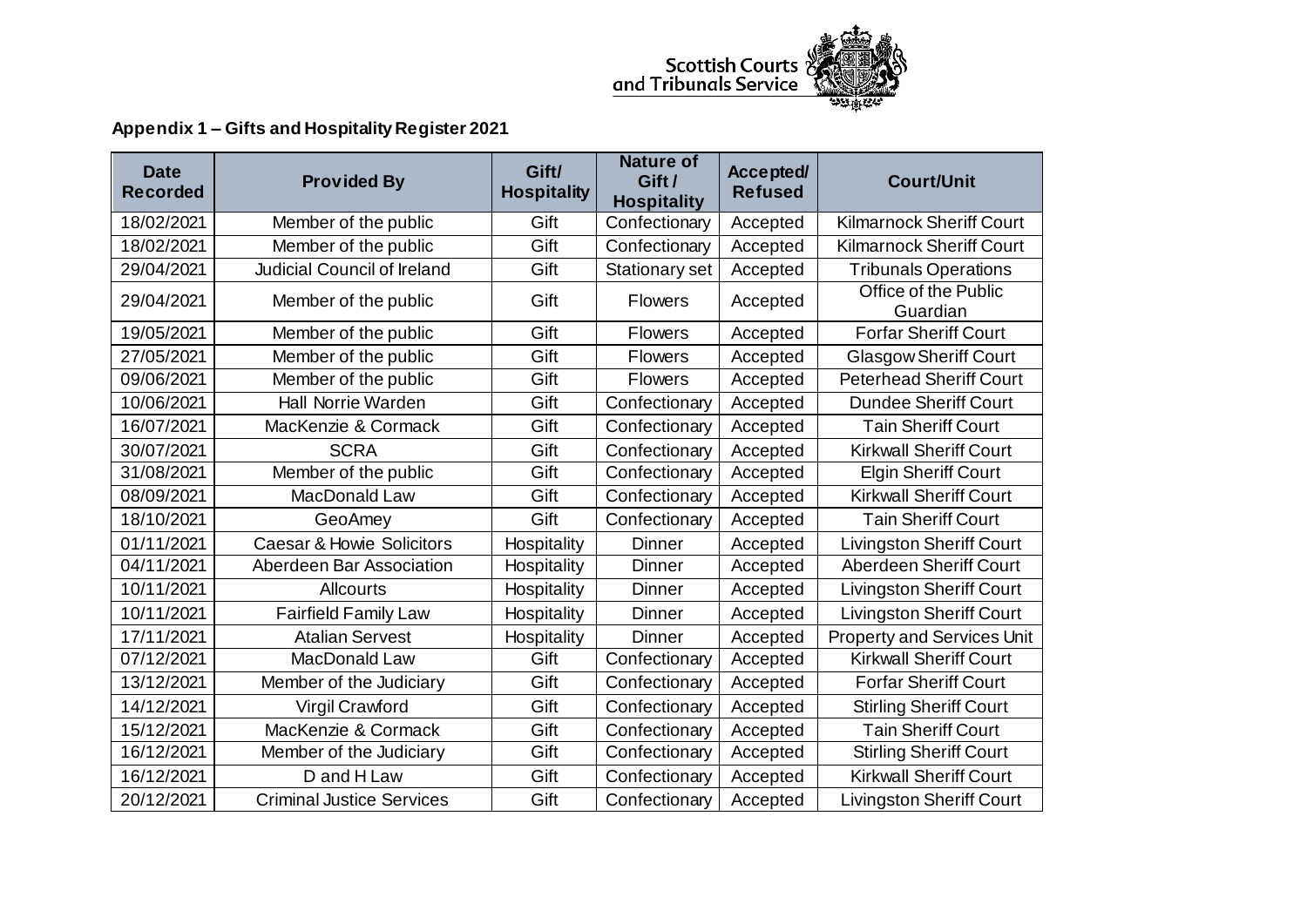**Appendix 1 – Gifts and Hospitality Register 2021**

| Date Recorded | Provided By | Gift/ Hospitality | Nature of Gift / Hospitality | Accepted/ Refused | Court/Unit |
|---|---|---|---|---|---|
| 18/02/2021 | Member of the public | Gift | Confectionary | Accepted | Kilmarnock Sheriff Court |
| 18/02/2021 | Member of the public | Gift | Confectionary | Accepted | Kilmarnock Sheriff Court |
| 29/04/2021 | Judicial Council of Ireland | Gift | Stationary set | Accepted | Tribunals Operations |
| 29/04/2021 | Member of the public | Gift | Flowers | Accepted | Office of the Public Guardian |
| 19/05/2021 | Member of the public | Gift | Flowers | Accepted | Forfar Sheriff Court |
| 27/05/2021 | Member of the public | Gift | Flowers | Accepted | Glasgow Sheriff Court |
| 09/06/2021 | Member of the public | Gift | Flowers | Accepted | Peterhead Sheriff Court |
| 10/06/2021 | Hall Norrie Warden | Gift | Confectionary | Accepted | Dundee Sheriff Court |
| 16/07/2021 | MacKenzie & Cormack | Gift | Confectionary | Accepted | Tain Sheriff Court |
| 30/07/2021 | SCRA | Gift | Confectionary | Accepted | Kirkwall Sheriff Court |
| 31/08/2021 | Member of the public | Gift | Confectionary | Accepted | Elgin Sheriff Court |
| 08/09/2021 | MacDonald Law | Gift | Confectionary | Accepted | Kirkwall Sheriff Court |
| 18/10/2021 | GeoAmey | Gift | Confectionary | Accepted | Tain Sheriff Court |
| 01/11/2021 | Caesar & Howie Solicitors | Hospitality | Dinner | Accepted | Livingston Sheriff Court |
| 04/11/2021 | Aberdeen Bar Association | Hospitality | Dinner | Accepted | Aberdeen Sheriff Court |
| 10/11/2021 | Allcourts | Hospitality | Dinner | Accepted | Livingston Sheriff Court |
| 10/11/2021 | Fairfield Family Law | Hospitality | Dinner | Accepted | Livingston Sheriff Court |
| 17/11/2021 | Atalian Servest | Hospitality | Dinner | Accepted | Property and Services Unit |
| 07/12/2021 | MacDonald Law | Gift | Confectionary | Accepted | Kirkwall Sheriff Court |
| 13/12/2021 | Member of the Judiciary | Gift | Confectionary | Accepted | Forfar Sheriff Court |
| 14/12/2021 | Virgil Crawford | Gift | Confectionary | Accepted | Stirling Sheriff Court |
| 15/12/2021 | MacKenzie & Cormack | Gift | Confectionary | Accepted | Tain Sheriff Court |
| 16/12/2021 | Member of the Judiciary | Gift | Confectionary | Accepted | Stirling Sheriff Court |
| 16/12/2021 | D and H Law | Gift | Confectionary | Accepted | Kirkwall Sheriff Court |
| 20/12/2021 | Criminal Justice Services | Gift | Confectionary | Accepted | Livingston Sheriff Court |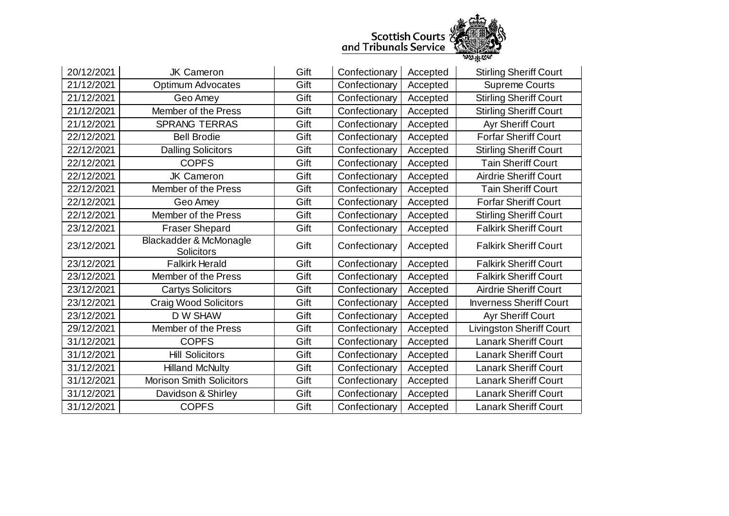| | | | | | |
|---|---|---|---|---|---|
| 20/12/2021 | JK Cameron | Gift | Confectionary | Accepted | Stirling Sheriff Court |
| 21/12/2021 | Optimum Advocates | Gift | Confectionary | Accepted | Supreme Courts |
| 21/12/2021 | Geo Amey | Gift | Confectionary | Accepted | Stirling Sheriff Court |
| 21/12/2021 | Member of the Press | Gift | Confectionary | Accepted | Stirling Sheriff Court |
| 21/12/2021 | SPRANG TERRAS | Gift | Confectionary | Accepted | Ayr Sheriff Court |
| 22/12/2021 | Bell Brodie | Gift | Confectionary | Accepted | Forfar Sheriff Court |
| 22/12/2021 | Dalling Solicitors | Gift | Confectionary | Accepted | Stirling Sheriff Court |
| 22/12/2021 | COPFS | Gift | Confectionary | Accepted | Tain Sheriff Court |
| 22/12/2021 | JK Cameron | Gift | Confectionary | Accepted | Airdrie Sheriff Court |
| 22/12/2021 | Member of the Press | Gift | Confectionary | Accepted | Tain Sheriff Court |
| 22/12/2021 | Geo Amey | Gift | Confectionary | Accepted | Forfar Sheriff Court |
| 22/12/2021 | Member of the Press | Gift | Confectionary | Accepted | Stirling Sheriff Court |
| 23/12/2021 | Fraser Shepard | Gift | Confectionary | Accepted | Falkirk Sheriff Court |
| 23/12/2021 | Blackadder & McMonagle Solicitors | Gift | Confectionary | Accepted | Falkirk Sheriff Court |
| 23/12/2021 | Falkirk Herald | Gift | Confectionary | Accepted | Falkirk Sheriff Court |
| 23/12/2021 | Member of the Press | Gift | Confectionary | Accepted | Falkirk Sheriff Court |
| 23/12/2021 | Cartys Solicitors | Gift | Confectionary | Accepted | Airdrie Sheriff Court |
| 23/12/2021 | Craig Wood Solicitors | Gift | Confectionary | Accepted | Inverness Sheriff Court |
| 23/12/2021 | D W SHAW | Gift | Confectionary | Accepted | Ayr Sheriff Court |
| 29/12/2021 | Member of the Press | Gift | Confectionary | Accepted | Livingston Sheriff Court |
| 31/12/2021 | COPFS | Gift | Confectionary | Accepted | Lanark Sheriff Court |
| 31/12/2021 | Hill Solicitors | Gift | Confectionary | Accepted | Lanark Sheriff Court |
| 31/12/2021 | Hilland McNulty | Gift | Confectionary | Accepted | Lanark Sheriff Court |
| 31/12/2021 | Morison Smith Solicitors | Gift | Confectionary | Accepted | Lanark Sheriff Court |
| 31/12/2021 | Davidson & Shirley | Gift | Confectionary | Accepted | Lanark Sheriff Court |
| 31/12/2021 | COPFS | Gift | Confectionary | Accepted | Lanark Sheriff Court |